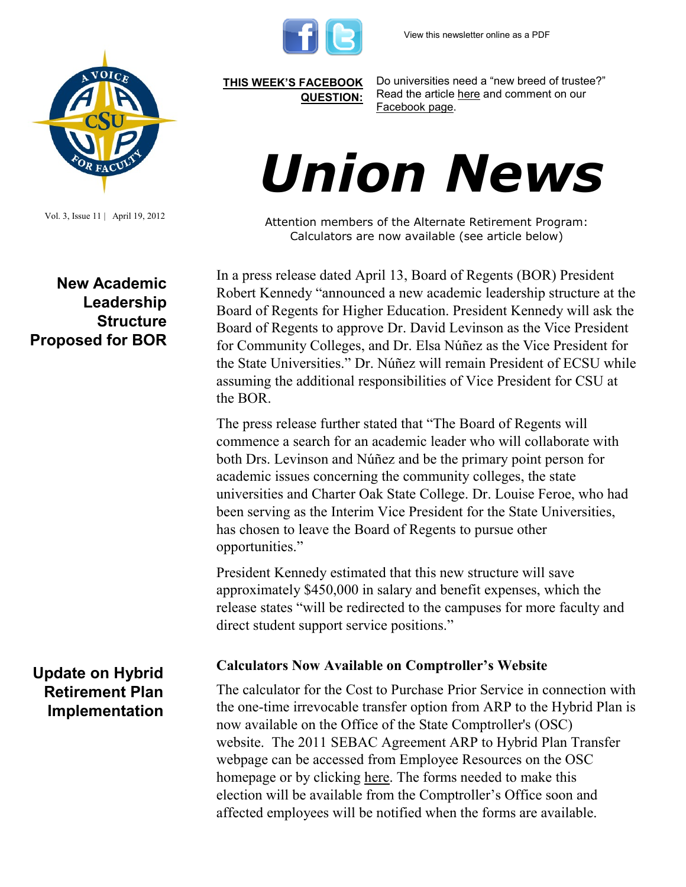View this newsletter online as a PDF

**THIS WEEK'S FACEBOOK QUESTION:** Do universities need a "new breed of trustee?" Read the article here and comment on our Facebook page.

# Union News

Vol. 3, Issue 11 | April 19, 2012

Attention members of the Alternate Retirement Program:
Calculators are now available (see article below)

## New Academic Leadership Structure Proposed for BOR

In a press release dated April 13, Board of Regents (BOR) President Robert Kennedy "announced a new academic leadership structure at the Board of Regents for Higher Education. President Kennedy will ask the Board of Regents to approve Dr. David Levinson as the Vice President for Community Colleges, and Dr. Elsa Núñez as the Vice President for the State Universities." Dr. Núñez will remain President of ECSU while assuming the additional responsibilities of Vice President for CSU at the BOR.

The press release further stated that "The Board of Regents will commence a search for an academic leader who will collaborate with both Drs. Levinson and Núñez and be the primary point person for academic issues concerning the community colleges, the state universities and Charter Oak State College. Dr. Louise Feroe, who had been serving as the Interim Vice President for the State Universities, has chosen to leave the Board of Regents to pursue other opportunities."

President Kennedy estimated that this new structure will save approximately $450,000 in salary and benefit expenses, which the release states "will be redirected to the campuses for more faculty and direct student support service positions."

## Update on Hybrid Retirement Plan Implementation

### Calculators Now Available on Comptroller's Website

The calculator for the Cost to Purchase Prior Service in connection with the one-time irrevocable transfer option from ARP to the Hybrid Plan is now available on the Office of the State Comptroller's (OSC) website. The 2011 SEBAC Agreement ARP to Hybrid Plan Transfer webpage can be accessed from Employee Resources on the OSC homepage or by clicking here. The forms needed to make this election will be available from the Comptroller's Office soon and affected employees will be notified when the forms are available.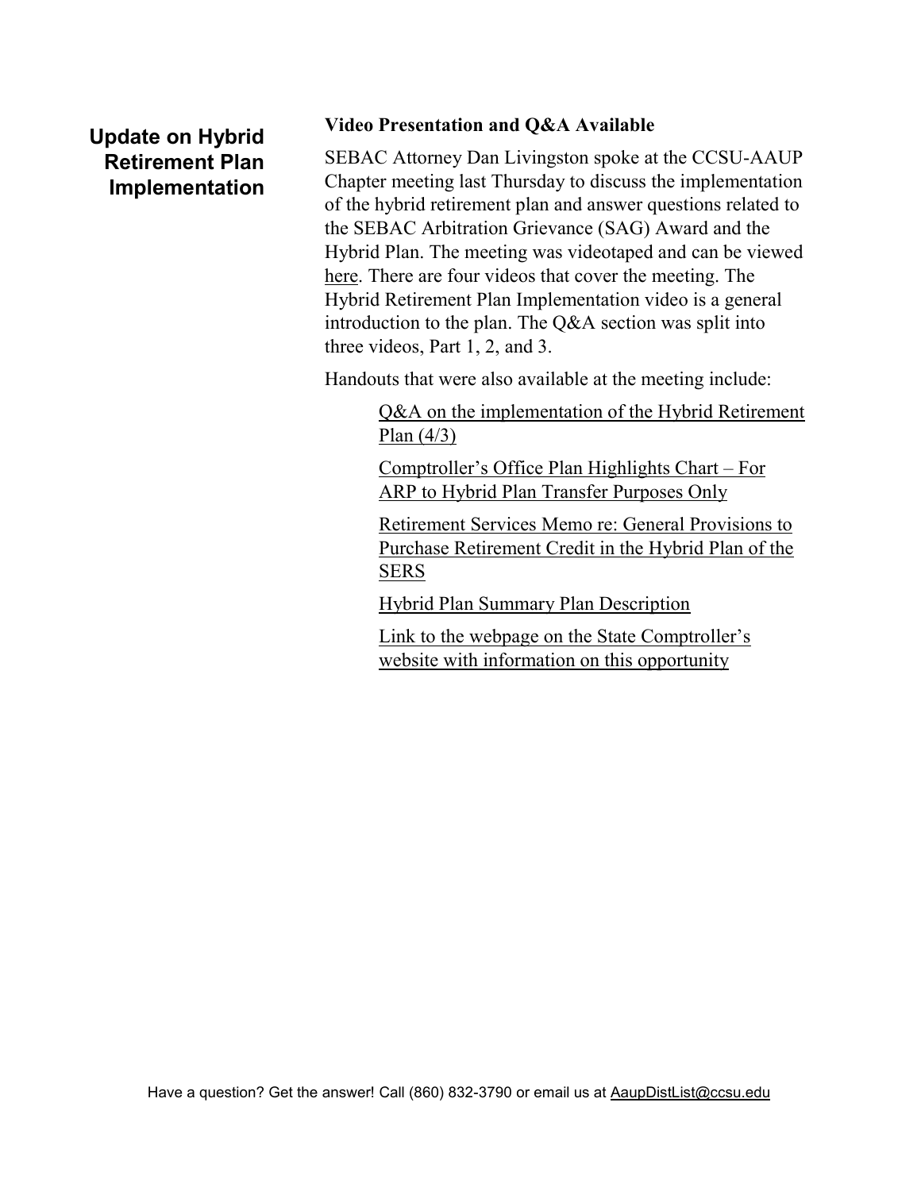## Update on Hybrid Retirement Plan Implementation

**Video Presentation and Q&A Available**

SEBAC Attorney Dan Livingston spoke at the CCSU-AAUP Chapter meeting last Thursday to discuss the implementation of the hybrid retirement plan and answer questions related to the SEBAC Arbitration Grievance (SAG) Award and the Hybrid Plan. The meeting was videotaped and can be viewed here. There are four videos that cover the meeting. The Hybrid Retirement Plan Implementation video is a general introduction to the plan. The Q&A section was split into three videos, Part 1, 2, and 3.

Handouts that were also available at the meeting include:

- Q&A on the implementation of the Hybrid Retirement Plan (4/3)
- Comptroller's Office Plan Highlights Chart – For ARP to Hybrid Plan Transfer Purposes Only
- Retirement Services Memo re: General Provisions to Purchase Retirement Credit in the Hybrid Plan of the SERS
- Hybrid Plan Summary Plan Description
- Link to the webpage on the State Comptroller's website with information on this opportunity

Have a question? Get the answer! Call (860) 832-3790 or email us at AaupDistList@ccsu.edu